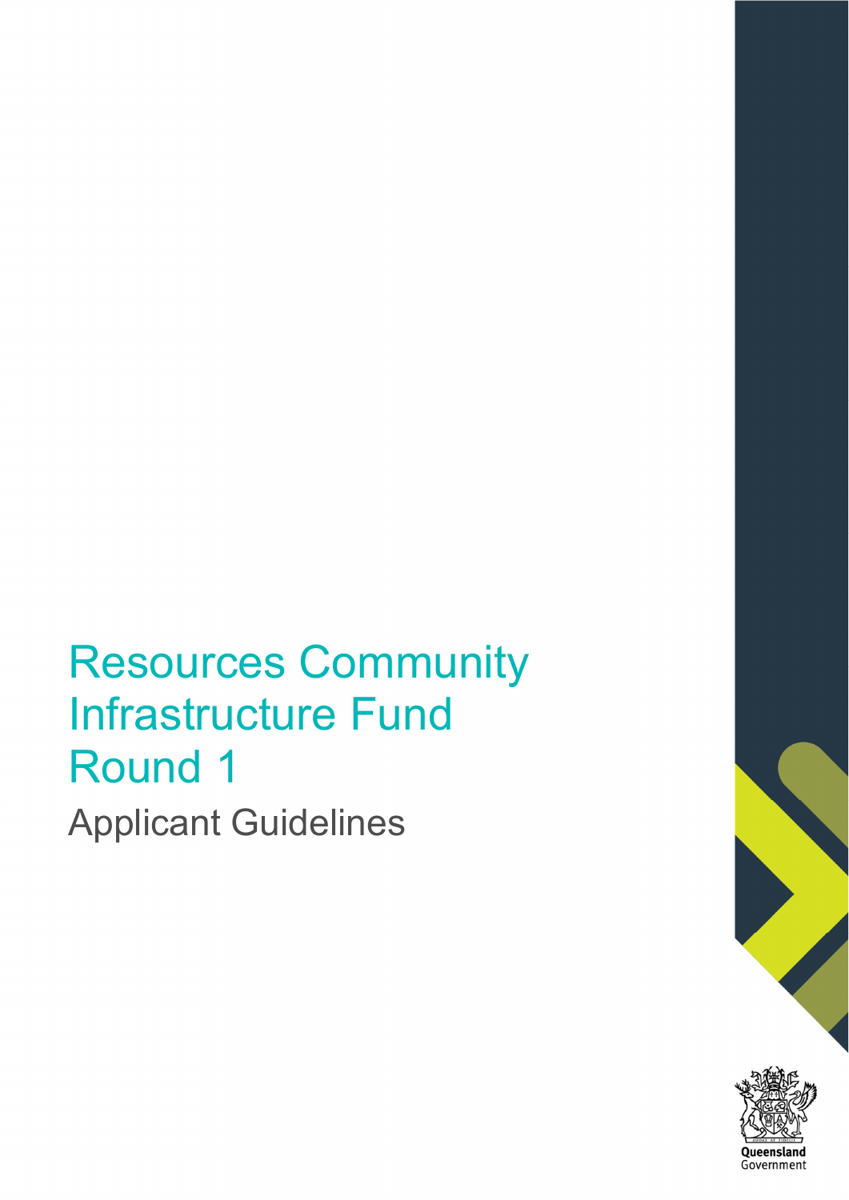# Resources Community Infrastructure Fund Round 1

## Applicant Guidelines

Queensland Government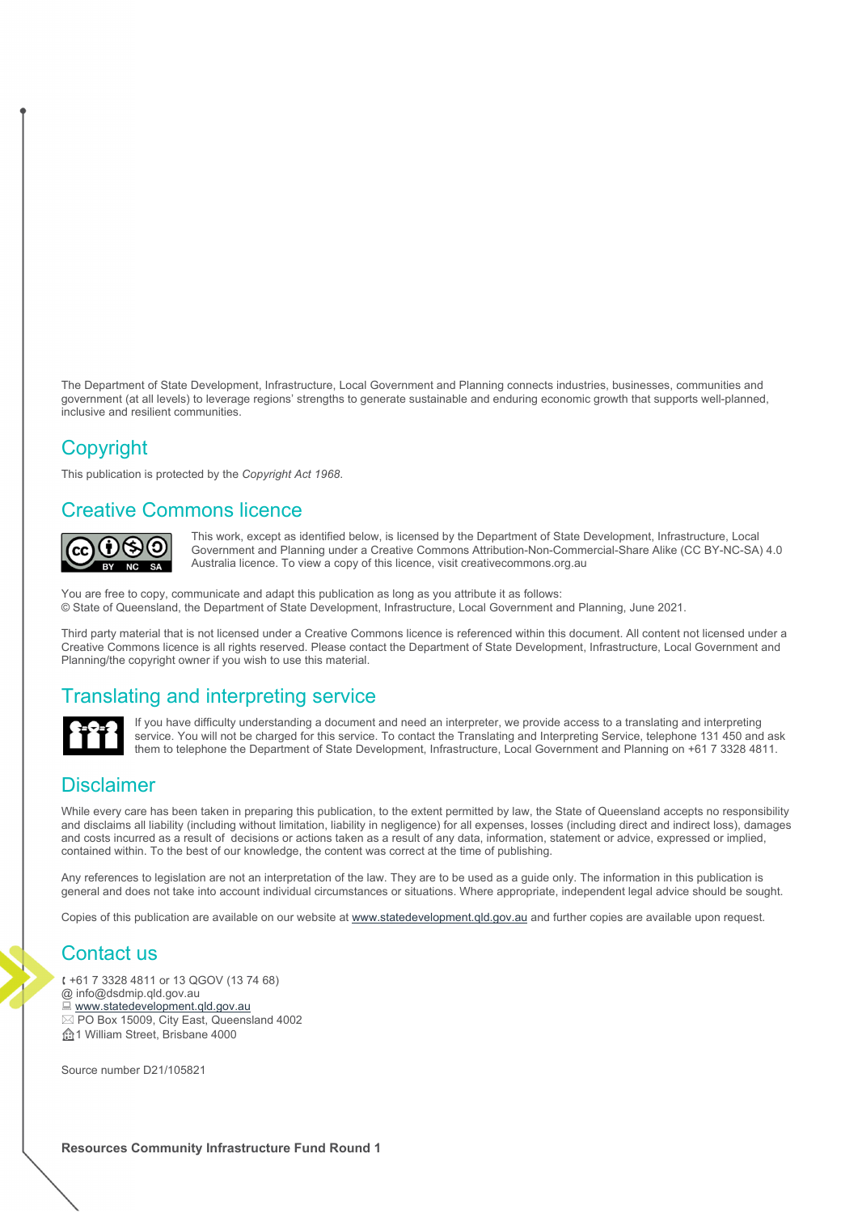The Department of State Development, Infrastructure, Local Government and Planning connects industries, businesses, communities and government (at all levels) to leverage regions' strengths to generate sustainable and enduring economic growth that supports well-planned, inclusive and resilient communities.

## Copyright

This publication is protected by the *Copyright Act 1968*.

## Creative Commons licence

This work, except as identified below, is licensed by the Department of State Development, Infrastructure, Local Government and Planning under a Creative Commons Attribution-Non-Commercial-Share Alike (CC BY-NC-SA) 4.0 Australia licence. To view a copy of this licence, visit creativecommons.org.au

You are free to copy, communicate and adapt this publication as long as you attribute it as follows:
© State of Queensland, the Department of State Development, Infrastructure, Local Government and Planning, June 2021.

Third party material that is not licensed under a Creative Commons licence is referenced within this document. All content not licensed under a Creative Commons licence is all rights reserved. Please contact the Department of State Development, Infrastructure, Local Government and Planning/the copyright owner if you wish to use this material.

## Translating and interpreting service

If you have difficulty understanding a document and need an interpreter, we provide access to a translating and interpreting service. You will not be charged for this service. To contact the Translating and Interpreting Service, telephone 131 450 and ask them to telephone the Department of State Development, Infrastructure, Local Government and Planning on +61 7 3328 4811.

## Disclaimer

While every care has been taken in preparing this publication, to the extent permitted by law, the State of Queensland accepts no responsibility and disclaims all liability (including without limitation, liability in negligence) for all expenses, losses (including direct and indirect loss), damages and costs incurred as a result of decisions or actions taken as a result of any data, information, statement or advice, expressed or implied, contained within. To the best of our knowledge, the content was correct at the time of publishing.

Any references to legislation are not an interpretation of the law. They are to be used as a guide only. The information in this publication is general and does not take into account individual circumstances or situations. Where appropriate, independent legal advice should be sought.

Copies of this publication are available on our website at www.statedevelopment.qld.gov.au and further copies are available upon request.

## Contact us

+61 7 3328 4811 or 13 QGOV (13 74 68)
@ info@dsdmip.qld.gov.au
www.statedevelopment.qld.gov.au
PO Box 15009, City East, Queensland 4002
1 William Street, Brisbane 4000

Source number D21/105821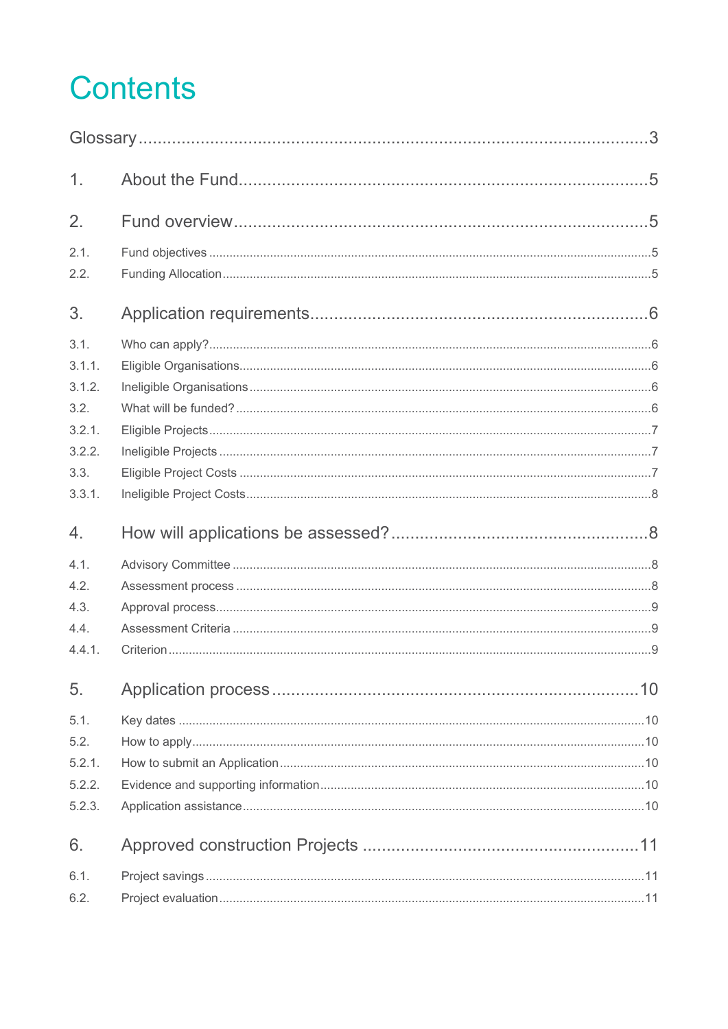# Contents

Glossary ... 3

1. About the Fund ... 5

2. Fund overview ... 5

2.1. Fund objectives ... 5
2.2. Funding Allocation ... 5

3. Application requirements ... 6

3.1. Who can apply? ... 6
3.1.1. Eligible Organisations ... 6
3.1.2. Ineligible Organisations ... 6
3.2. What will be funded? ... 6
3.2.1. Eligible Projects ... 7
3.2.2. Ineligible Projects ... 7
3.3. Eligible Project Costs ... 7
3.3.1. Ineligible Project Costs ... 8

4. How will applications be assessed? ... 8

4.1. Advisory Committee ... 8
4.2. Assessment process ... 8
4.3. Approval process ... 9
4.4. Assessment Criteria ... 9
4.4.1. Criterion ... 9

5. Application process ... 10

5.1. Key dates ... 10
5.2. How to apply ... 10
5.2.1. How to submit an Application ... 10
5.2.2. Evidence and supporting information ... 10
5.2.3. Application assistance ... 10

6. Approved construction Projects ... 11

6.1. Project savings ... 11
6.2. Project evaluation ... 11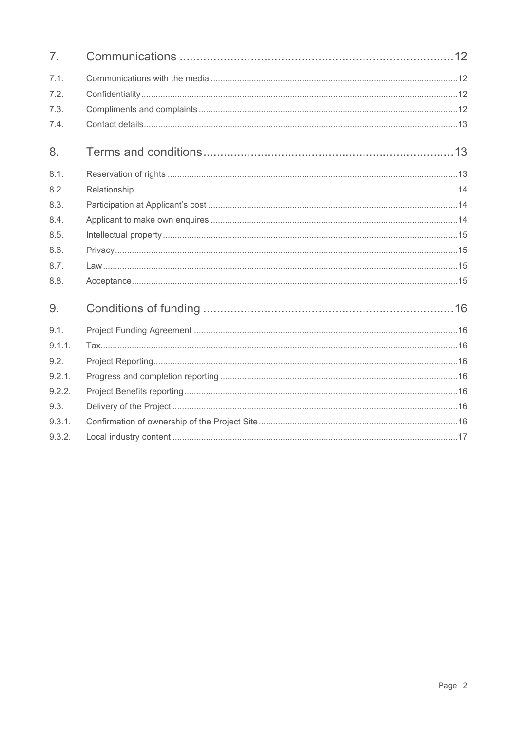| | | |
|---|---|---|
| 7. | Communications | 12 |
| 7.1. | Communications with the media | 12 |
| 7.2. | Confidentiality | 12 |
| 7.3. | Compliments and complaints | 12 |
| 7.4. | Contact details | 13 |
| 8. | Terms and conditions | 13 |
| 8.1. | Reservation of rights | 13 |
| 8.2. | Relationship | 14 |
| 8.3. | Participation at Applicant's cost | 14 |
| 8.4. | Applicant to make own enquires | 14 |
| 8.5. | Intellectual property | 15 |
| 8.6. | Privacy | 15 |
| 8.7. | Law | 15 |
| 8.8. | Acceptance | 15 |
| 9. | Conditions of funding | 16 |
| 9.1. | Project Funding Agreement | 16 |
| 9.1.1. | Tax | 16 |
| 9.2. | Project Reporting | 16 |
| 9.2.1. | Progress and completion reporting | 16 |
| 9.2.2. | Project Benefits reporting | 16 |
| 9.3. | Delivery of the Project | 16 |
| 9.3.1. | Confirmation of ownership of the Project Site | 16 |
| 9.3.2. | Local industry content | 17 |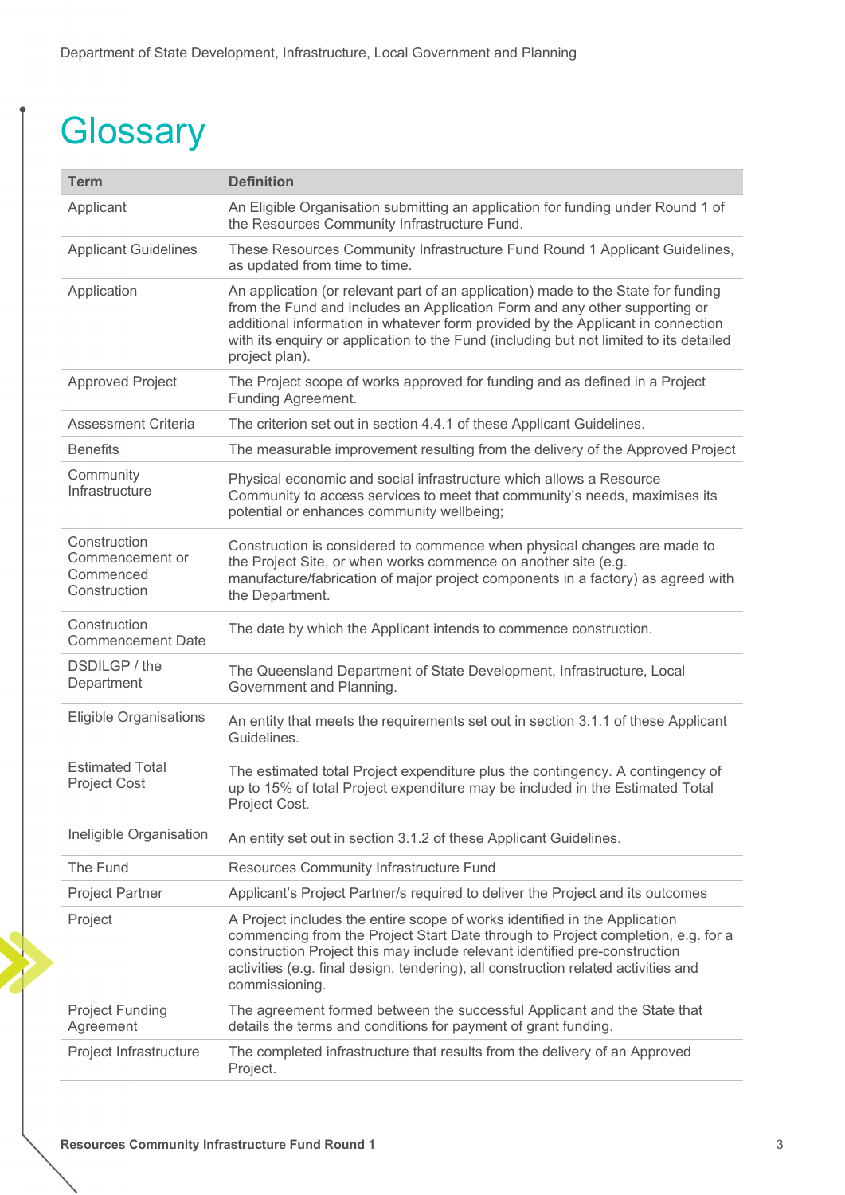# Glossary

| Term | Definition |
|---|---|
| Applicant | An Eligible Organisation submitting an application for funding under Round 1 of the Resources Community Infrastructure Fund. |
| Applicant Guidelines | These Resources Community Infrastructure Fund Round 1 Applicant Guidelines, as updated from time to time. |
| Application | An application (or relevant part of an application) made to the State for funding from the Fund and includes an Application Form and any other supporting or additional information in whatever form provided by the Applicant in connection with its enquiry or application to the Fund (including but not limited to its detailed project plan). |
| Approved Project | The Project scope of works approved for funding and as defined in a Project Funding Agreement. |
| Assessment Criteria | The criterion set out in section 4.4.1 of these Applicant Guidelines. |
| Benefits | The measurable improvement resulting from the delivery of the Approved Project |
| Community Infrastructure | Physical economic and social infrastructure which allows a Resource Community to access services to meet that community's needs, maximises its potential or enhances community wellbeing; |
| Construction Commencement or Commenced Construction | Construction is considered to commence when physical changes are made to the Project Site, or when works commence on another site (e.g. manufacture/fabrication of major project components in a factory) as agreed with the Department. |
| Construction Commencement Date | The date by which the Applicant intends to commence construction. |
| DSDILGP / the Department | The Queensland Department of State Development, Infrastructure, Local Government and Planning. |
| Eligible Organisations | An entity that meets the requirements set out in section 3.1.1 of these Applicant Guidelines. |
| Estimated Total Project Cost | The estimated total Project expenditure plus the contingency. A contingency of up to 15% of total Project expenditure may be included in the Estimated Total Project Cost. |
| Ineligible Organisation | An entity set out in section 3.1.2 of these Applicant Guidelines. |
| The Fund | Resources Community Infrastructure Fund |
| Project Partner | Applicant's Project Partner/s required to deliver the Project and its outcomes |
| Project | A Project includes the entire scope of works identified in the Application commencing from the Project Start Date through to Project completion, e.g. for a construction Project this may include relevant identified pre-construction activities (e.g. final design, tendering), all construction related activities and commissioning. |
| Project Funding Agreement | The agreement formed between the successful Applicant and the State that details the terms and conditions for payment of grant funding. |
| Project Infrastructure | The completed infrastructure that results from the delivery of an Approved Project. |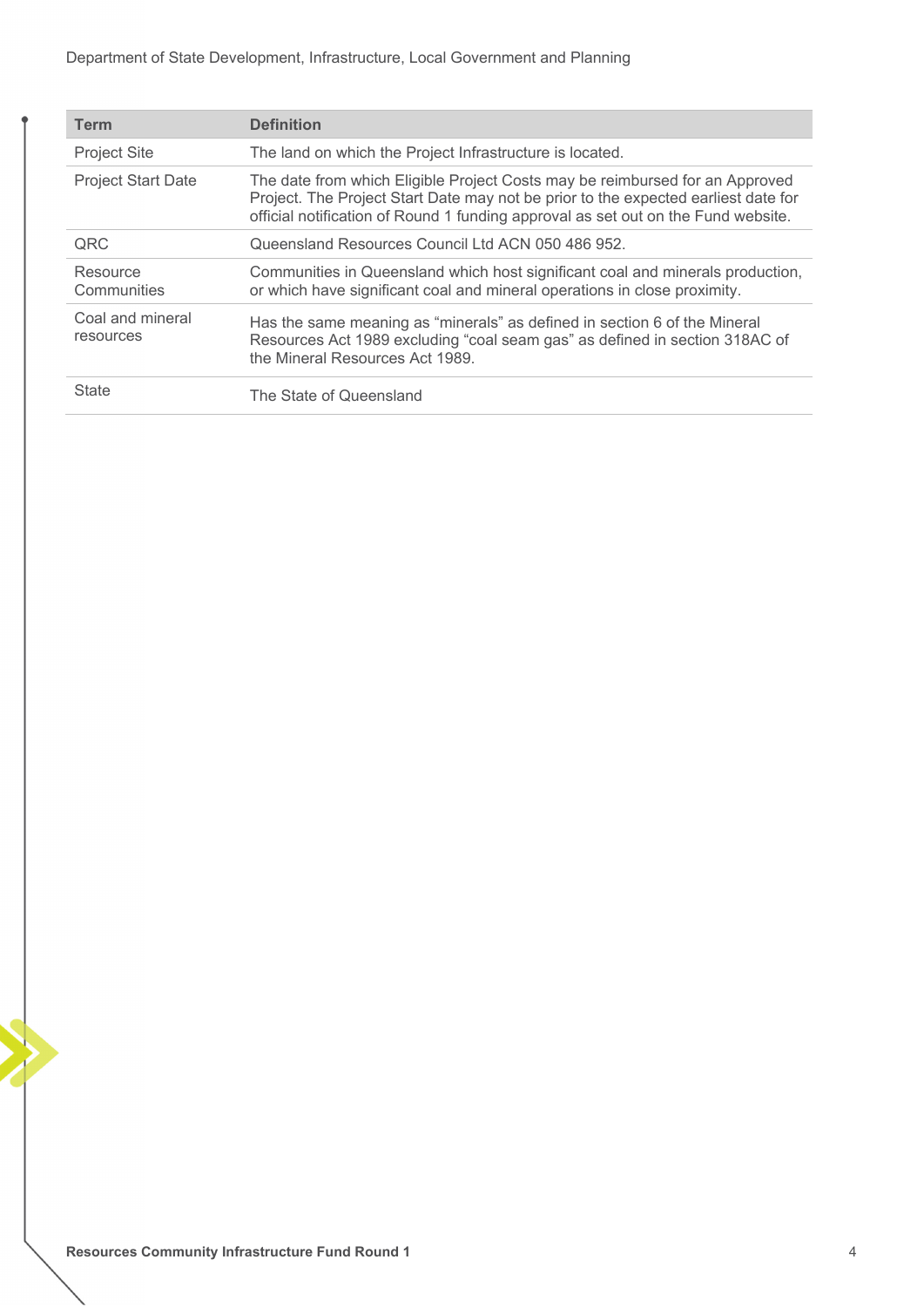| Term | Definition |
|---|---|
| Project Site | The land on which the Project Infrastructure is located. |
| Project Start Date | The date from which Eligible Project Costs may be reimbursed for an Approved Project. The Project Start Date may not be prior to the expected earliest date for official notification of Round 1 funding approval as set out on the Fund website. |
| QRC | Queensland Resources Council Ltd ACN 050 486 952. |
| Resource Communities | Communities in Queensland which host significant coal and minerals production, or which have significant coal and mineral operations in close proximity. |
| Coal and mineral resources | Has the same meaning as "minerals" as defined in section 6 of the Mineral Resources Act 1989 excluding "coal seam gas" as defined in section 318AC of the Mineral Resources Act 1989. |
| State | The State of Queensland |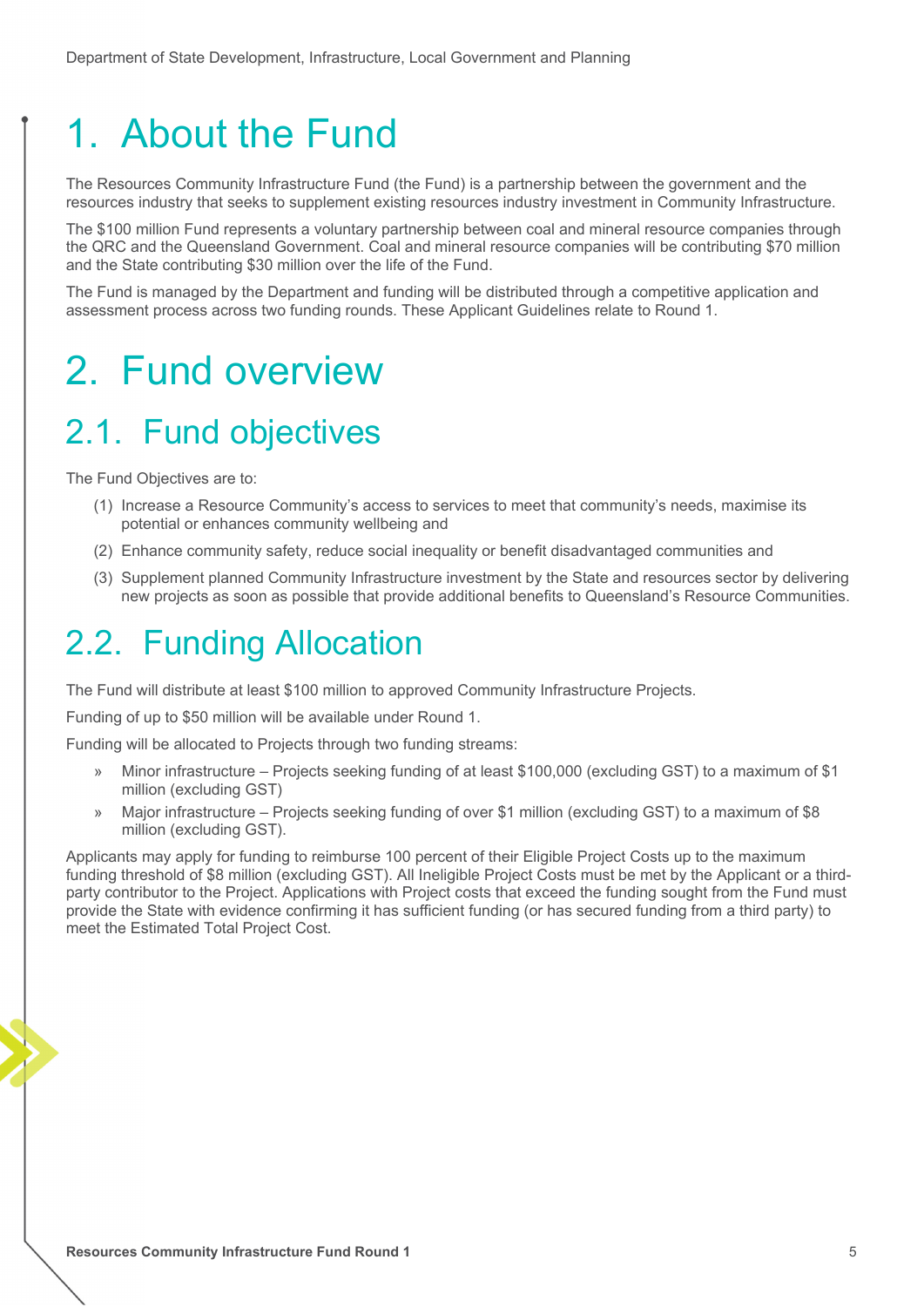# 1. About the Fund

The Resources Community Infrastructure Fund (the Fund) is a partnership between the government and the resources industry that seeks to supplement existing resources industry investment in Community Infrastructure.

The $100 million Fund represents a voluntary partnership between coal and mineral resource companies through the QRC and the Queensland Government. Coal and mineral resource companies will be contributing $70 million and the State contributing $30 million over the life of the Fund.

The Fund is managed by the Department and funding will be distributed through a competitive application and assessment process across two funding rounds. These Applicant Guidelines relate to Round 1.

# 2. Fund overview

## 2.1. Fund objectives

The Fund Objectives are to:

(1) Increase a Resource Community's access to services to meet that community's needs, maximise its potential or enhances community wellbeing and

(2) Enhance community safety, reduce social inequality or benefit disadvantaged communities and

(3) Supplement planned Community Infrastructure investment by the State and resources sector by delivering new projects as soon as possible that provide additional benefits to Queensland's Resource Communities.

## 2.2. Funding Allocation

The Fund will distribute at least $100 million to approved Community Infrastructure Projects.

Funding of up to $50 million will be available under Round 1.

Funding will be allocated to Projects through two funding streams:

- Minor infrastructure – Projects seeking funding of at least $100,000 (excluding GST) to a maximum of $1 million (excluding GST)
- Major infrastructure – Projects seeking funding of over $1 million (excluding GST) to a maximum of $8 million (excluding GST).

Applicants may apply for funding to reimburse 100 percent of their Eligible Project Costs up to the maximum funding threshold of $8 million (excluding GST). All Ineligible Project Costs must be met by the Applicant or a third-party contributor to the Project. Applications with Project costs that exceed the funding sought from the Fund must provide the State with evidence confirming it has sufficient funding (or has secured funding from a third party) to meet the Estimated Total Project Cost.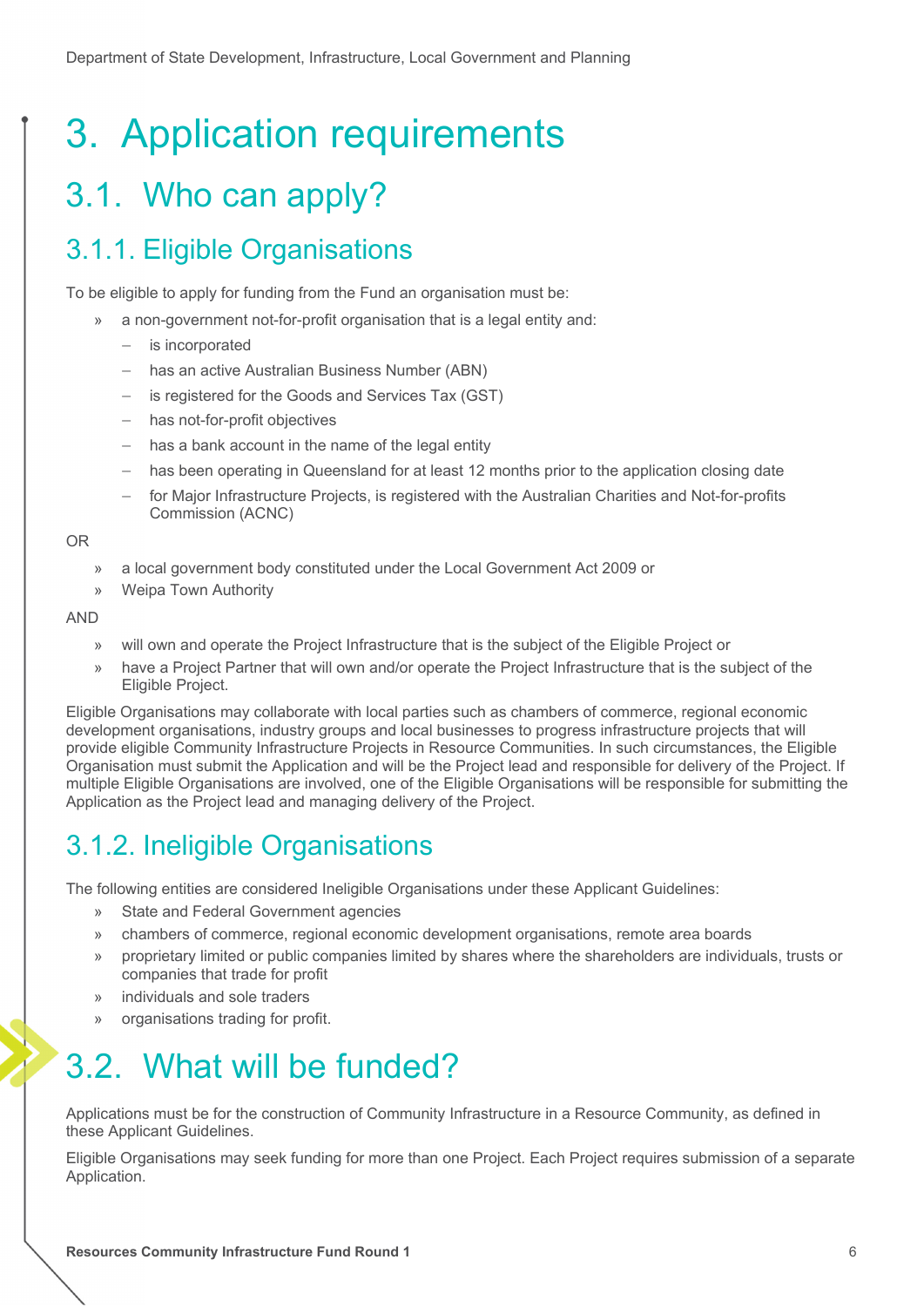# 3. Application requirements

## 3.1. Who can apply?

### 3.1.1. Eligible Organisations

To be eligible to apply for funding from the Fund an organisation must be:

- a non-government not-for-profit organisation that is a legal entity and:
  - is incorporated
  - has an active Australian Business Number (ABN)
  - is registered for the Goods and Services Tax (GST)
  - has not-for-profit objectives
  - has a bank account in the name of the legal entity
  - has been operating in Queensland for at least 12 months prior to the application closing date
  - for Major Infrastructure Projects, is registered with the Australian Charities and Not-for-profits Commission (ACNC)

OR

- a local government body constituted under the Local Government Act 2009 or
- Weipa Town Authority

AND

- will own and operate the Project Infrastructure that is the subject of the Eligible Project or
- have a Project Partner that will own and/or operate the Project Infrastructure that is the subject of the Eligible Project.

Eligible Organisations may collaborate with local parties such as chambers of commerce, regional economic development organisations, industry groups and local businesses to progress infrastructure projects that will provide eligible Community Infrastructure Projects in Resource Communities. In such circumstances, the Eligible Organisation must submit the Application and will be the Project lead and responsible for delivery of the Project. If multiple Eligible Organisations are involved, one of the Eligible Organisations will be responsible for submitting the Application as the Project lead and managing delivery of the Project.

### 3.1.2. Ineligible Organisations

The following entities are considered Ineligible Organisations under these Applicant Guidelines:

- State and Federal Government agencies
- chambers of commerce, regional economic development organisations, remote area boards
- proprietary limited or public companies limited by shares where the shareholders are individuals, trusts or companies that trade for profit
- individuals and sole traders
- organisations trading for profit.

## 3.2. What will be funded?

Applications must be for the construction of Community Infrastructure in a Resource Community, as defined in these Applicant Guidelines.

Eligible Organisations may seek funding for more than one Project. Each Project requires submission of a separate Application.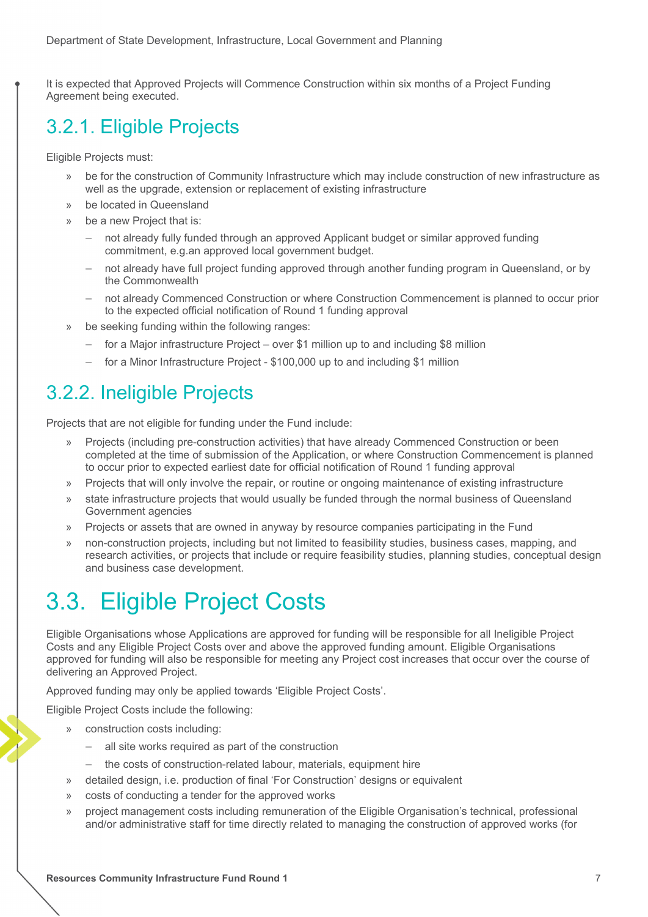It is expected that Approved Projects will Commence Construction within six months of a Project Funding Agreement being executed.

### 3.2.1. Eligible Projects

Eligible Projects must:

- be for the construction of Community Infrastructure which may include construction of new infrastructure as well as the upgrade, extension or replacement of existing infrastructure
- be located in Queensland
- be a new Project that is:
  - not already fully funded through an approved Applicant budget or similar approved funding commitment, e.g.an approved local government budget.
  - not already have full project funding approved through another funding program in Queensland, or by the Commonwealth
  - not already Commenced Construction or where Construction Commencement is planned to occur prior to the expected official notification of Round 1 funding approval
- be seeking funding within the following ranges:
  - for a Major infrastructure Project – over $1 million up to and including $8 million
  - for a Minor Infrastructure Project - $100,000 up to and including $1 million

### 3.2.2. Ineligible Projects

Projects that are not eligible for funding under the Fund include:

- Projects (including pre-construction activities) that have already Commenced Construction or been completed at the time of submission of the Application, or where Construction Commencement is planned to occur prior to expected earliest date for official notification of Round 1 funding approval
- Projects that will only involve the repair, or routine or ongoing maintenance of existing infrastructure
- state infrastructure projects that would usually be funded through the normal business of Queensland Government agencies
- Projects or assets that are owned in anyway by resource companies participating in the Fund
- non-construction projects, including but not limited to feasibility studies, business cases, mapping, and research activities, or projects that include or require feasibility studies, planning studies, conceptual design and business case development.

## 3.3. Eligible Project Costs

Eligible Organisations whose Applications are approved for funding will be responsible for all Ineligible Project Costs and any Eligible Project Costs over and above the approved funding amount. Eligible Organisations approved for funding will also be responsible for meeting any Project cost increases that occur over the course of delivering an Approved Project.

Approved funding may only be applied towards 'Eligible Project Costs'.

Eligible Project Costs include the following:

- construction costs including:
  - all site works required as part of the construction
  - the costs of construction-related labour, materials, equipment hire
- detailed design, i.e. production of final 'For Construction' designs or equivalent
- costs of conducting a tender for the approved works
- project management costs including remuneration of the Eligible Organisation's technical, professional and/or administrative staff for time directly related to managing the construction of approved works (for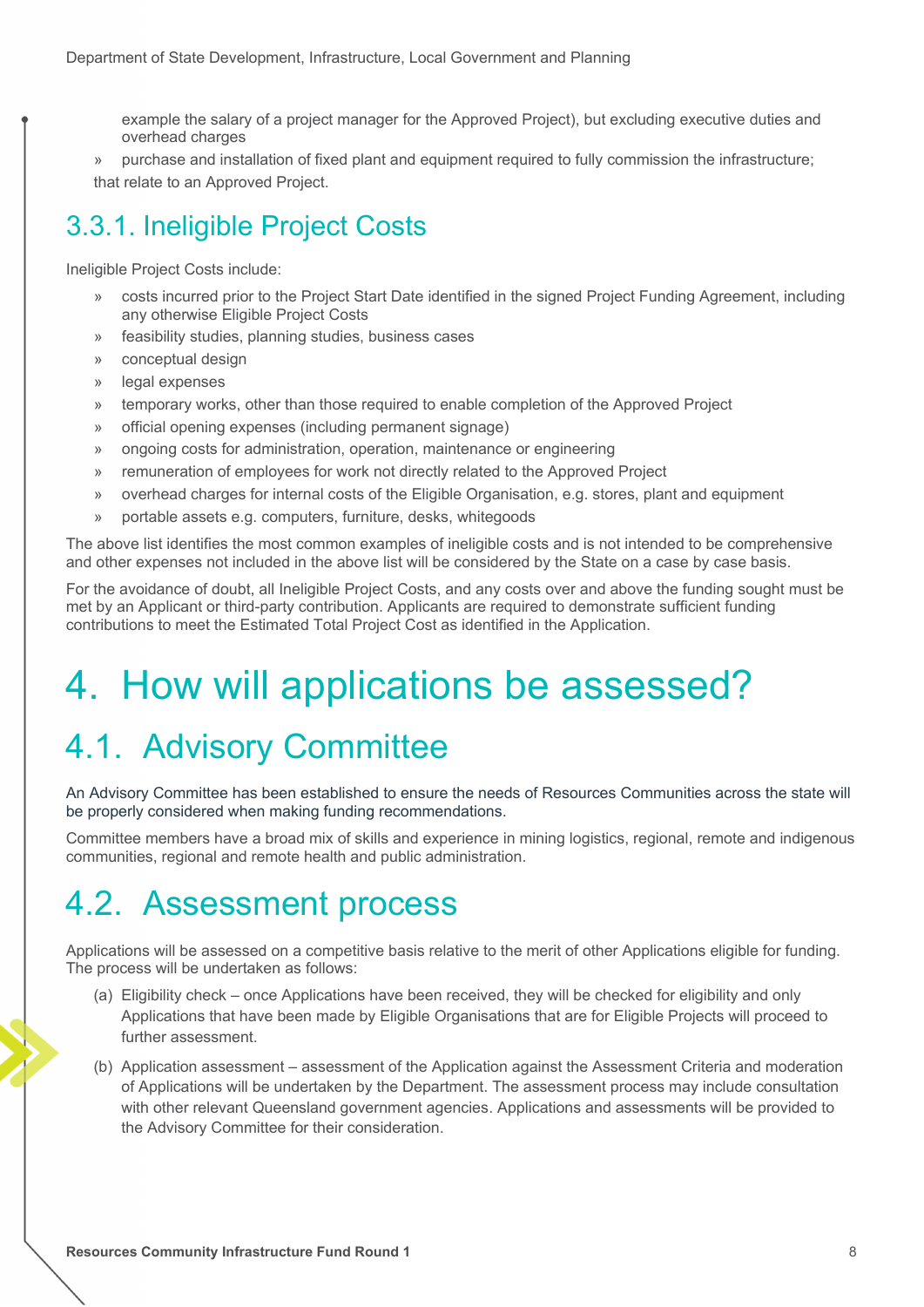example the salary of a project manager for the Approved Project), but excluding executive duties and overhead charges

- purchase and installation of fixed plant and equipment required to fully commission the infrastructure;

that relate to an Approved Project.

### 3.3.1. Ineligible Project Costs

Ineligible Project Costs include:

- costs incurred prior to the Project Start Date identified in the signed Project Funding Agreement, including any otherwise Eligible Project Costs
- feasibility studies, planning studies, business cases
- conceptual design
- legal expenses
- temporary works, other than those required to enable completion of the Approved Project
- official opening expenses (including permanent signage)
- ongoing costs for administration, operation, maintenance or engineering
- remuneration of employees for work not directly related to the Approved Project
- overhead charges for internal costs of the Eligible Organisation, e.g. stores, plant and equipment
- portable assets e.g. computers, furniture, desks, whitegoods

The above list identifies the most common examples of ineligible costs and is not intended to be comprehensive and other expenses not included in the above list will be considered by the State on a case by case basis.

For the avoidance of doubt, all Ineligible Project Costs, and any costs over and above the funding sought must be met by an Applicant or third-party contribution. Applicants are required to demonstrate sufficient funding contributions to meet the Estimated Total Project Cost as identified in the Application.

# 4. How will applications be assessed?

## 4.1. Advisory Committee

An Advisory Committee has been established to ensure the needs of Resources Communities across the state will be properly considered when making funding recommendations.

Committee members have a broad mix of skills and experience in mining logistics, regional, remote and indigenous communities, regional and remote health and public administration.

## 4.2. Assessment process

Applications will be assessed on a competitive basis relative to the merit of other Applications eligible for funding. The process will be undertaken as follows:

(a) Eligibility check – once Applications have been received, they will be checked for eligibility and only Applications that have been made by Eligible Organisations that are for Eligible Projects will proceed to further assessment.

(b) Application assessment – assessment of the Application against the Assessment Criteria and moderation of Applications will be undertaken by the Department. The assessment process may include consultation with other relevant Queensland government agencies. Applications and assessments will be provided to the Advisory Committee for their consideration.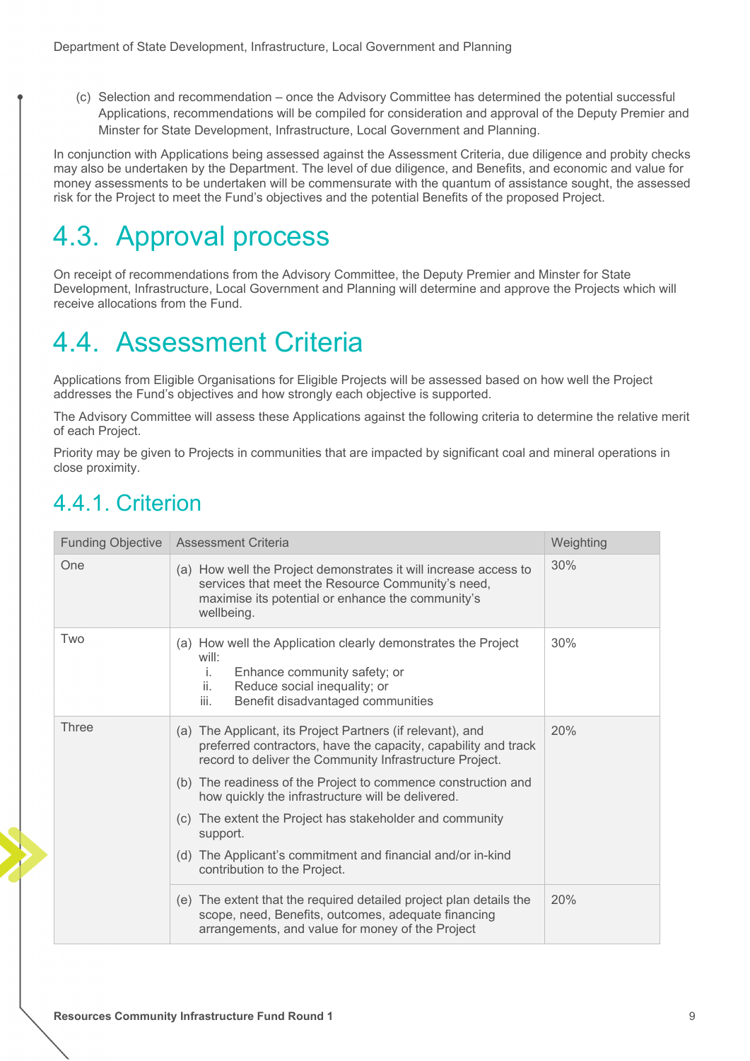(c) Selection and recommendation – once the Advisory Committee has determined the potential successful Applications, recommendations will be compiled for consideration and approval of the Deputy Premier and Minster for State Development, Infrastructure, Local Government and Planning.

In conjunction with Applications being assessed against the Assessment Criteria, due diligence and probity checks may also be undertaken by the Department. The level of due diligence, and Benefits, and economic and value for money assessments to be undertaken will be commensurate with the quantum of assistance sought, the assessed risk for the Project to meet the Fund's objectives and the potential Benefits of the proposed Project.

## 4.3. Approval process

On receipt of recommendations from the Advisory Committee, the Deputy Premier and Minster for State Development, Infrastructure, Local Government and Planning will determine and approve the Projects which will receive allocations from the Fund.

## 4.4. Assessment Criteria

Applications from Eligible Organisations for Eligible Projects will be assessed based on how well the Project addresses the Fund's objectives and how strongly each objective is supported.

The Advisory Committee will assess these Applications against the following criteria to determine the relative merit of each Project.

Priority may be given to Projects in communities that are impacted by significant coal and mineral operations in close proximity.

### 4.4.1. Criterion

| Funding Objective | Assessment Criteria | Weighting |
|---|---|---|
| One | (a) How well the Project demonstrates it will increase access to services that meet the Resource Community's need, maximise its potential or enhance the community's wellbeing. | 30% |
| Two | (a) How well the Application clearly demonstrates the Project will:<br>i. Enhance community safety; or<br>ii. Reduce social inequality; or<br>iii. Benefit disadvantaged communities | 30% |
| Three | (a) The Applicant, its Project Partners (if relevant), and preferred contractors, have the capacity, capability and track record to deliver the Community Infrastructure Project.<br>(b) The readiness of the Project to commence construction and how quickly the infrastructure will be delivered.<br>(c) The extent the Project has stakeholder and community support.<br>(d) The Applicant's commitment and financial and/or in-kind contribution to the Project. | 20% |
| | (e) The extent that the required detailed project plan details the scope, need, Benefits, outcomes, adequate financing arrangements, and value for money of the Project | 20% |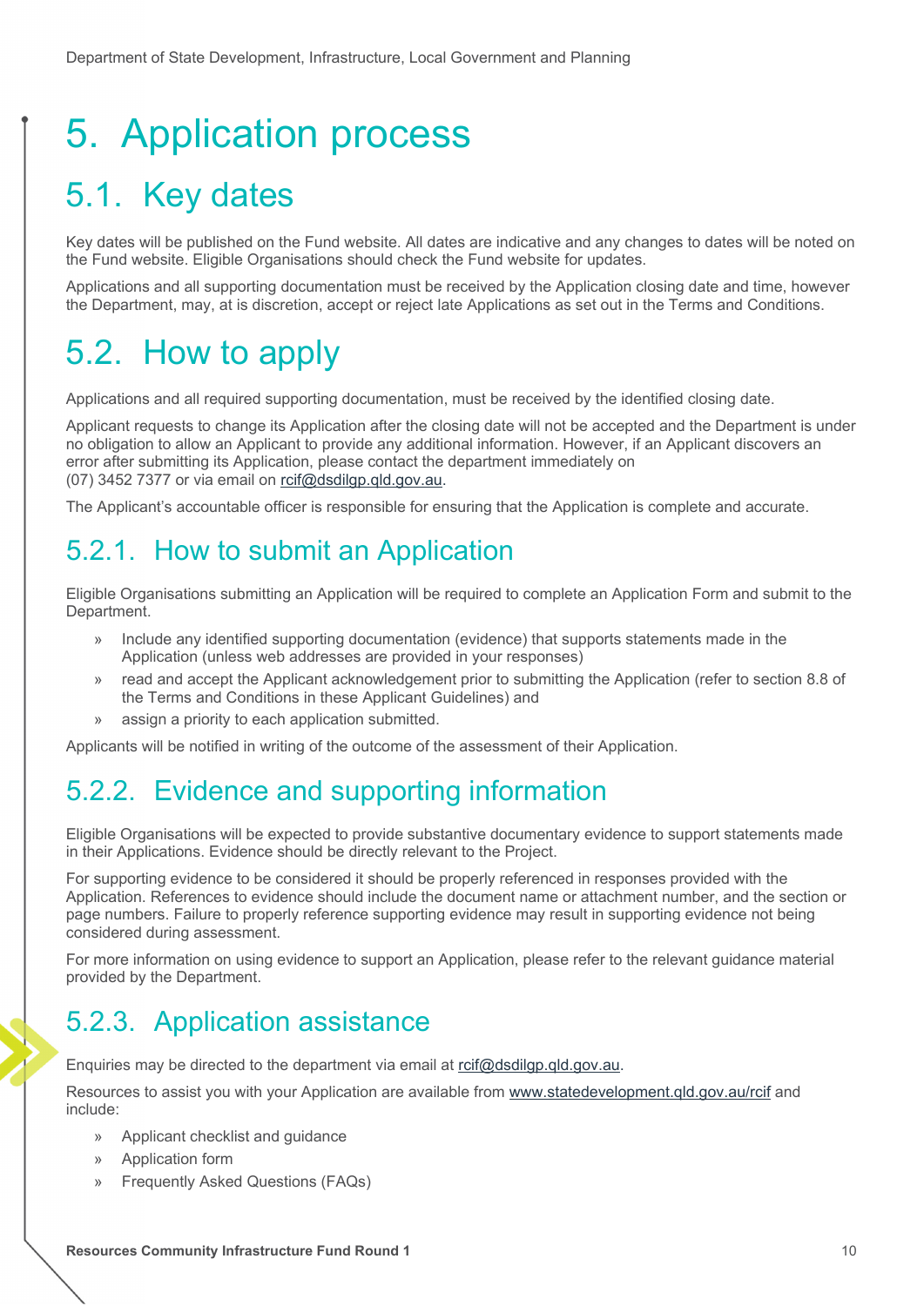# 5. Application process

## 5.1. Key dates

Key dates will be published on the Fund website. All dates are indicative and any changes to dates will be noted on the Fund website. Eligible Organisations should check the Fund website for updates.

Applications and all supporting documentation must be received by the Application closing date and time, however the Department, may, at is discretion, accept or reject late Applications as set out in the Terms and Conditions.

## 5.2. How to apply

Applications and all required supporting documentation, must be received by the identified closing date.

Applicant requests to change its Application after the closing date will not be accepted and the Department is under no obligation to allow an Applicant to provide any additional information. However, if an Applicant discovers an error after submitting its Application, please contact the department immediately on (07) 3452 7377 or via email on rcif@dsdilgp.qld.gov.au.

The Applicant's accountable officer is responsible for ensuring that the Application is complete and accurate.

### 5.2.1. How to submit an Application

Eligible Organisations submitting an Application will be required to complete an Application Form and submit to the Department.

- Include any identified supporting documentation (evidence) that supports statements made in the Application (unless web addresses are provided in your responses)
- read and accept the Applicant acknowledgement prior to submitting the Application (refer to section 8.8 of the Terms and Conditions in these Applicant Guidelines) and
- assign a priority to each application submitted.

Applicants will be notified in writing of the outcome of the assessment of their Application.

### 5.2.2. Evidence and supporting information

Eligible Organisations will be expected to provide substantive documentary evidence to support statements made in their Applications. Evidence should be directly relevant to the Project.

For supporting evidence to be considered it should be properly referenced in responses provided with the Application. References to evidence should include the document name or attachment number, and the section or page numbers. Failure to properly reference supporting evidence may result in supporting evidence not being considered during assessment.

For more information on using evidence to support an Application, please refer to the relevant guidance material provided by the Department.

### 5.2.3. Application assistance

Enquiries may be directed to the department via email at rcif@dsdilgp.qld.gov.au.

Resources to assist you with your Application are available from www.statedevelopment.qld.gov.au/rcif and include:

- Applicant checklist and guidance
- Application form
- Frequently Asked Questions (FAQs)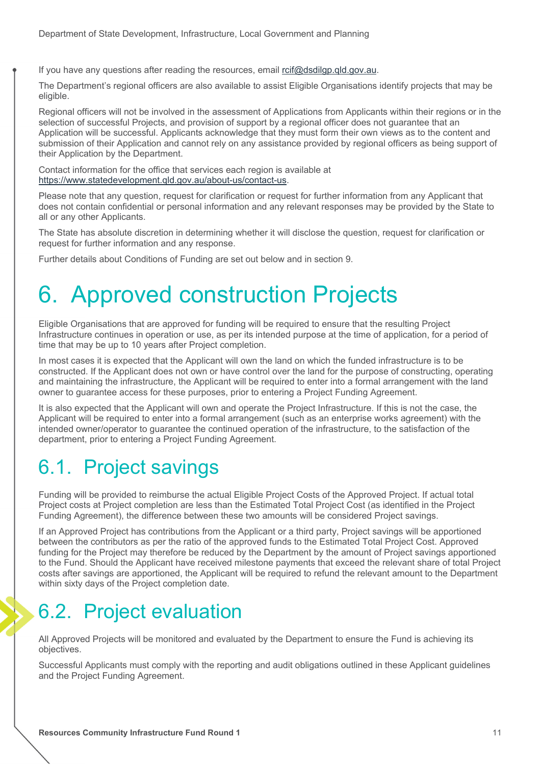If you have any questions after reading the resources, email rcif@dsdilgp.qld.gov.au.

The Department's regional officers are also available to assist Eligible Organisations identify projects that may be eligible.

Regional officers will not be involved in the assessment of Applications from Applicants within their regions or in the selection of successful Projects, and provision of support by a regional officer does not guarantee that an Application will be successful. Applicants acknowledge that they must form their own views as to the content and submission of their Application and cannot rely on any assistance provided by regional officers as being support of their Application by the Department.

Contact information for the office that services each region is available at https://www.statedevelopment.qld.gov.au/about-us/contact-us.

Please note that any question, request for clarification or request for further information from any Applicant that does not contain confidential or personal information and any relevant responses may be provided by the State to all or any other Applicants.

The State has absolute discretion in determining whether it will disclose the question, request for clarification or request for further information and any response.

Further details about Conditions of Funding are set out below and in section 9.

# 6. Approved construction Projects

Eligible Organisations that are approved for funding will be required to ensure that the resulting Project Infrastructure continues in operation or use, as per its intended purpose at the time of application, for a period of time that may be up to 10 years after Project completion.

In most cases it is expected that the Applicant will own the land on which the funded infrastructure is to be constructed. If the Applicant does not own or have control over the land for the purpose of constructing, operating and maintaining the infrastructure, the Applicant will be required to enter into a formal arrangement with the land owner to guarantee access for these purposes, prior to entering a Project Funding Agreement.

It is also expected that the Applicant will own and operate the Project Infrastructure. If this is not the case, the Applicant will be required to enter into a formal arrangement (such as an enterprise works agreement) with the intended owner/operator to guarantee the continued operation of the infrastructure, to the satisfaction of the department, prior to entering a Project Funding Agreement.

## 6.1. Project savings

Funding will be provided to reimburse the actual Eligible Project Costs of the Approved Project. If actual total Project costs at Project completion are less than the Estimated Total Project Cost (as identified in the Project Funding Agreement), the difference between these two amounts will be considered Project savings.

If an Approved Project has contributions from the Applicant or a third party, Project savings will be apportioned between the contributors as per the ratio of the approved funds to the Estimated Total Project Cost. Approved funding for the Project may therefore be reduced by the Department by the amount of Project savings apportioned to the Fund. Should the Applicant have received milestone payments that exceed the relevant share of total Project costs after savings are apportioned, the Applicant will be required to refund the relevant amount to the Department within sixty days of the Project completion date.

## 6.2. Project evaluation

All Approved Projects will be monitored and evaluated by the Department to ensure the Fund is achieving its objectives.

Successful Applicants must comply with the reporting and audit obligations outlined in these Applicant guidelines and the Project Funding Agreement.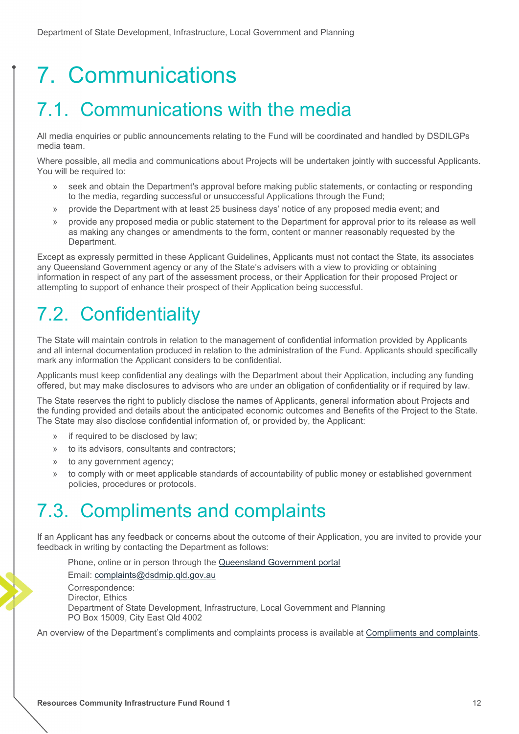# 7. Communications

## 7.1. Communications with the media

All media enquiries or public announcements relating to the Fund will be coordinated and handled by DSDILGPs media team.

Where possible, all media and communications about Projects will be undertaken jointly with successful Applicants. You will be required to:

- seek and obtain the Department's approval before making public statements, or contacting or responding to the media, regarding successful or unsuccessful Applications through the Fund;
- provide the Department with at least 25 business days' notice of any proposed media event; and
- provide any proposed media or public statement to the Department for approval prior to its release as well as making any changes or amendments to the form, content or manner reasonably requested by the Department.

Except as expressly permitted in these Applicant Guidelines, Applicants must not contact the State, its associates any Queensland Government agency or any of the State's advisers with a view to providing or obtaining information in respect of any part of the assessment process, or their Application for their proposed Project or attempting to support of enhance their prospect of their Application being successful.

## 7.2. Confidentiality

The State will maintain controls in relation to the management of confidential information provided by Applicants and all internal documentation produced in relation to the administration of the Fund. Applicants should specifically mark any information the Applicant considers to be confidential.

Applicants must keep confidential any dealings with the Department about their Application, including any funding offered, but may make disclosures to advisors who are under an obligation of confidentiality or if required by law.

The State reserves the right to publicly disclose the names of Applicants, general information about Projects and the funding provided and details about the anticipated economic outcomes and Benefits of the Project to the State. The State may also disclose confidential information of, or provided by, the Applicant:

- if required to be disclosed by law;
- to its advisors, consultants and contractors;
- to any government agency;
- to comply with or meet applicable standards of accountability of public money or established government policies, procedures or protocols.

## 7.3. Compliments and complaints

If an Applicant has any feedback or concerns about the outcome of their Application, you are invited to provide your feedback in writing by contacting the Department as follows:

Phone, online or in person through the Queensland Government portal

Email: complaints@dsdmip.qld.gov.au

Correspondence:
Director, Ethics
Department of State Development, Infrastructure, Local Government and Planning
PO Box 15009, City East Qld 4002

An overview of the Department's compliments and complaints process is available at Compliments and complaints.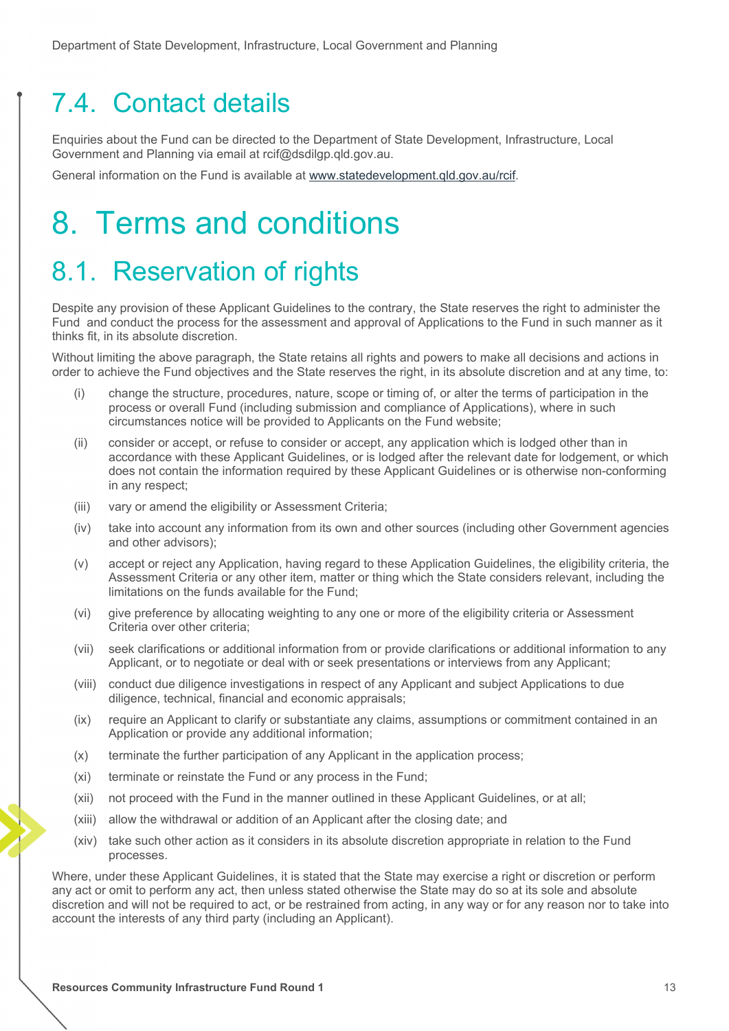## 7.4. Contact details

Enquiries about the Fund can be directed to the Department of State Development, Infrastructure, Local Government and Planning via email at rcif@dsdilgp.qld.gov.au.

General information on the Fund is available at www.statedevelopment.qld.gov.au/rcif.

# 8. Terms and conditions

## 8.1. Reservation of rights

Despite any provision of these Applicant Guidelines to the contrary, the State reserves the right to administer the Fund and conduct the process for the assessment and approval of Applications to the Fund in such manner as it thinks fit, in its absolute discretion.

Without limiting the above paragraph, the State retains all rights and powers to make all decisions and actions in order to achieve the Fund objectives and the State reserves the right, in its absolute discretion and at any time, to:

(i) change the structure, procedures, nature, scope or timing of, or alter the terms of participation in the process or overall Fund (including submission and compliance of Applications), where in such circumstances notice will be provided to Applicants on the Fund website;

(ii) consider or accept, or refuse to consider or accept, any application which is lodged other than in accordance with these Applicant Guidelines, or is lodged after the relevant date for lodgement, or which does not contain the information required by these Applicant Guidelines or is otherwise non-conforming in any respect;

(iii) vary or amend the eligibility or Assessment Criteria;

(iv) take into account any information from its own and other sources (including other Government agencies and other advisors);

(v) accept or reject any Application, having regard to these Application Guidelines, the eligibility criteria, the Assessment Criteria or any other item, matter or thing which the State considers relevant, including the limitations on the funds available for the Fund;

(vi) give preference by allocating weighting to any one or more of the eligibility criteria or Assessment Criteria over other criteria;

(vii) seek clarifications or additional information from or provide clarifications or additional information to any Applicant, or to negotiate or deal with or seek presentations or interviews from any Applicant;

(viii) conduct due diligence investigations in respect of any Applicant and subject Applications to due diligence, technical, financial and economic appraisals;

(ix) require an Applicant to clarify or substantiate any claims, assumptions or commitment contained in an Application or provide any additional information;

(x) terminate the further participation of any Applicant in the application process;

(xi) terminate or reinstate the Fund or any process in the Fund;

(xii) not proceed with the Fund in the manner outlined in these Applicant Guidelines, or at all;

(xiii) allow the withdrawal or addition of an Applicant after the closing date; and

(xiv) take such other action as it considers in its absolute discretion appropriate in relation to the Fund processes.

Where, under these Applicant Guidelines, it is stated that the State may exercise a right or discretion or perform any act or omit to perform any act, then unless stated otherwise the State may do so at its sole and absolute discretion and will not be required to act, or be restrained from acting, in any way or for any reason nor to take into account the interests of any third party (including an Applicant).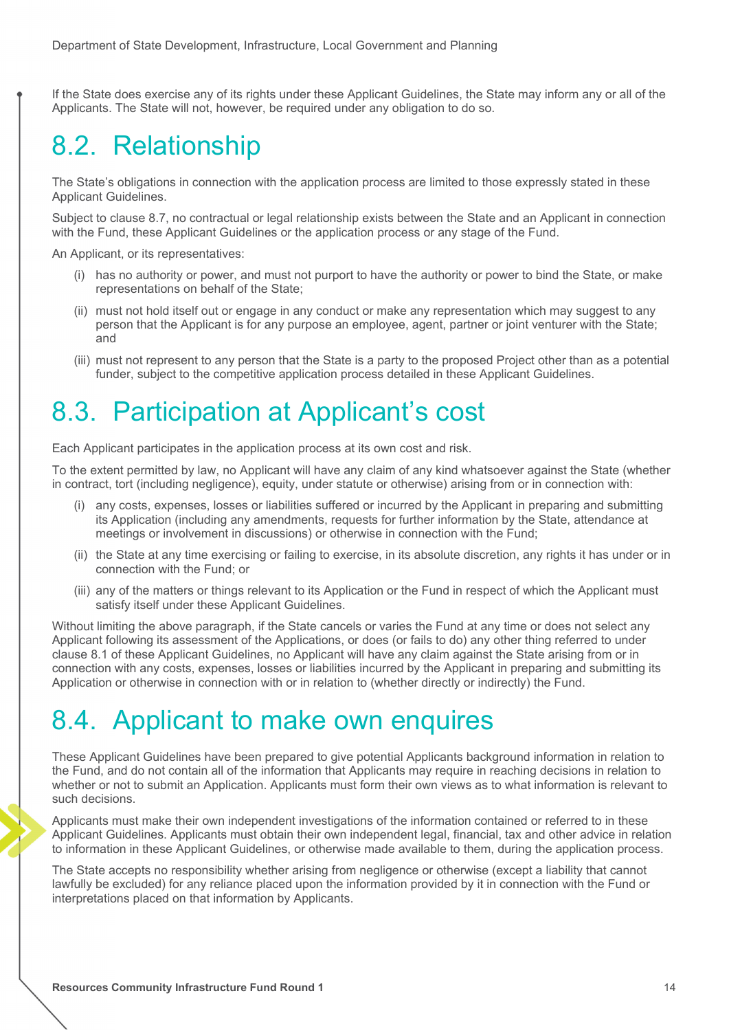If the State does exercise any of its rights under these Applicant Guidelines, the State may inform any or all of the Applicants. The State will not, however, be required under any obligation to do so.

## 8.2. Relationship

The State's obligations in connection with the application process are limited to those expressly stated in these Applicant Guidelines.

Subject to clause 8.7, no contractual or legal relationship exists between the State and an Applicant in connection with the Fund, these Applicant Guidelines or the application process or any stage of the Fund.

An Applicant, or its representatives:

(i) has no authority or power, and must not purport to have the authority or power to bind the State, or make representations on behalf of the State;

(ii) must not hold itself out or engage in any conduct or make any representation which may suggest to any person that the Applicant is for any purpose an employee, agent, partner or joint venturer with the State; and

(iii) must not represent to any person that the State is a party to the proposed Project other than as a potential funder, subject to the competitive application process detailed in these Applicant Guidelines.

## 8.3. Participation at Applicant's cost

Each Applicant participates in the application process at its own cost and risk.

To the extent permitted by law, no Applicant will have any claim of any kind whatsoever against the State (whether in contract, tort (including negligence), equity, under statute or otherwise) arising from or in connection with:

(i) any costs, expenses, losses or liabilities suffered or incurred by the Applicant in preparing and submitting its Application (including any amendments, requests for further information by the State, attendance at meetings or involvement in discussions) or otherwise in connection with the Fund;

(ii) the State at any time exercising or failing to exercise, in its absolute discretion, any rights it has under or in connection with the Fund; or

(iii) any of the matters or things relevant to its Application or the Fund in respect of which the Applicant must satisfy itself under these Applicant Guidelines.

Without limiting the above paragraph, if the State cancels or varies the Fund at any time or does not select any Applicant following its assessment of the Applications, or does (or fails to do) any other thing referred to under clause 8.1 of these Applicant Guidelines, no Applicant will have any claim against the State arising from or in connection with any costs, expenses, losses or liabilities incurred by the Applicant in preparing and submitting its Application or otherwise in connection with or in relation to (whether directly or indirectly) the Fund.

## 8.4. Applicant to make own enquires

These Applicant Guidelines have been prepared to give potential Applicants background information in relation to the Fund, and do not contain all of the information that Applicants may require in reaching decisions in relation to whether or not to submit an Application. Applicants must form their own views as to what information is relevant to such decisions.

Applicants must make their own independent investigations of the information contained or referred to in these Applicant Guidelines. Applicants must obtain their own independent legal, financial, tax and other advice in relation to information in these Applicant Guidelines, or otherwise made available to them, during the application process.

The State accepts no responsibility whether arising from negligence or otherwise (except a liability that cannot lawfully be excluded) for any reliance placed upon the information provided by it in connection with the Fund or interpretations placed on that information by Applicants.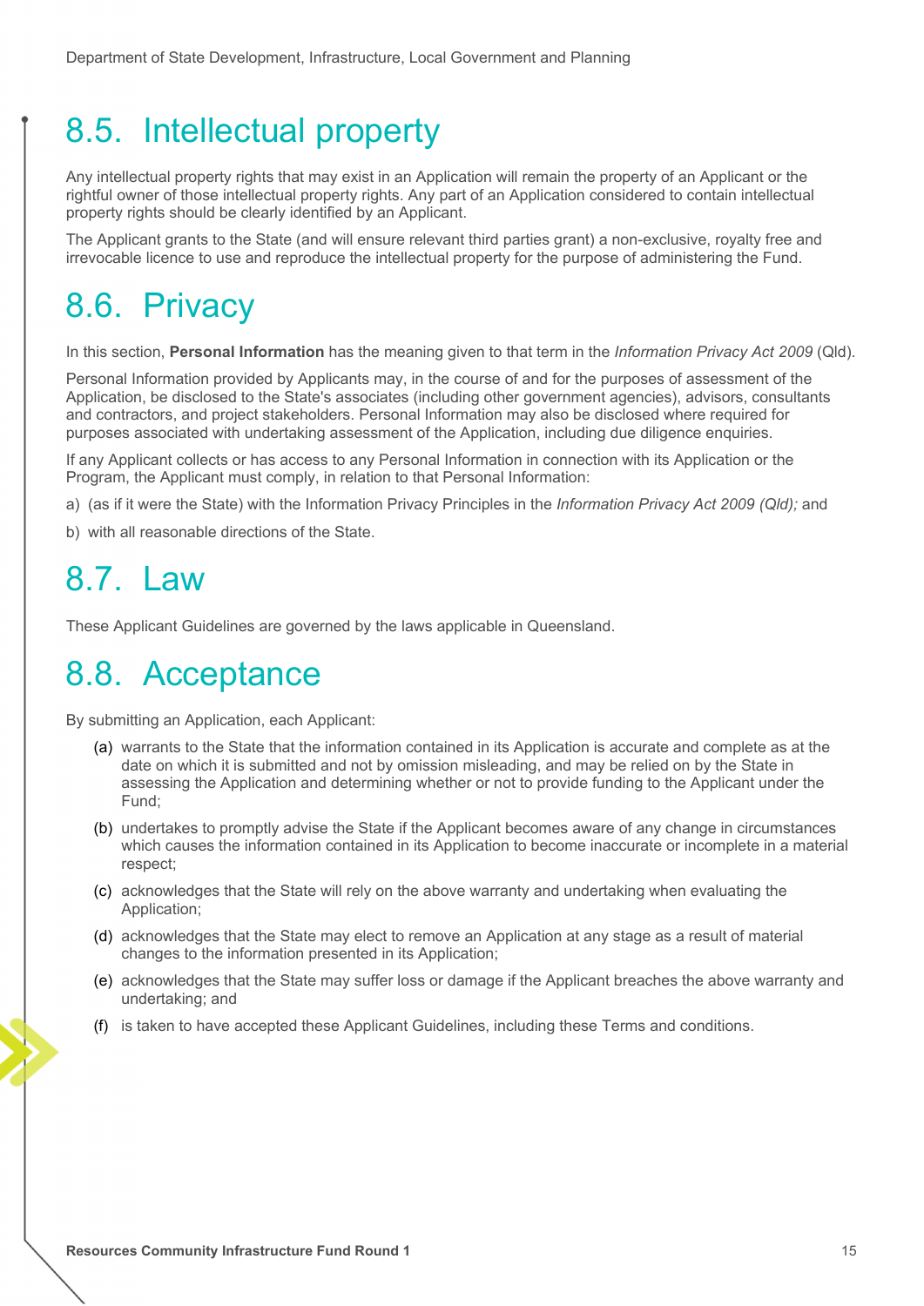## 8.5. Intellectual property

Any intellectual property rights that may exist in an Application will remain the property of an Applicant or the rightful owner of those intellectual property rights. Any part of an Application considered to contain intellectual property rights should be clearly identified by an Applicant.

The Applicant grants to the State (and will ensure relevant third parties grant) a non-exclusive, royalty free and irrevocable licence to use and reproduce the intellectual property for the purpose of administering the Fund.

## 8.6. Privacy

In this section, **Personal Information** has the meaning given to that term in the *Information Privacy Act 2009* (Qld).

Personal Information provided by Applicants may, in the course of and for the purposes of assessment of the Application, be disclosed to the State's associates (including other government agencies), advisors, consultants and contractors, and project stakeholders. Personal Information may also be disclosed where required for purposes associated with undertaking assessment of the Application, including due diligence enquiries.

If any Applicant collects or has access to any Personal Information in connection with its Application or the Program, the Applicant must comply, in relation to that Personal Information:

a) (as if it were the State) with the Information Privacy Principles in the *Information Privacy Act 2009 (Qld);* and

b) with all reasonable directions of the State.

## 8.7. Law

These Applicant Guidelines are governed by the laws applicable in Queensland.

## 8.8. Acceptance

By submitting an Application, each Applicant:

(a) warrants to the State that the information contained in its Application is accurate and complete as at the date on which it is submitted and not by omission misleading, and may be relied on by the State in assessing the Application and determining whether or not to provide funding to the Applicant under the Fund;

(b) undertakes to promptly advise the State if the Applicant becomes aware of any change in circumstances which causes the information contained in its Application to become inaccurate or incomplete in a material respect;

(c) acknowledges that the State will rely on the above warranty and undertaking when evaluating the Application;

(d) acknowledges that the State may elect to remove an Application at any stage as a result of material changes to the information presented in its Application;

(e) acknowledges that the State may suffer loss or damage if the Applicant breaches the above warranty and undertaking; and

(f) is taken to have accepted these Applicant Guidelines, including these Terms and conditions.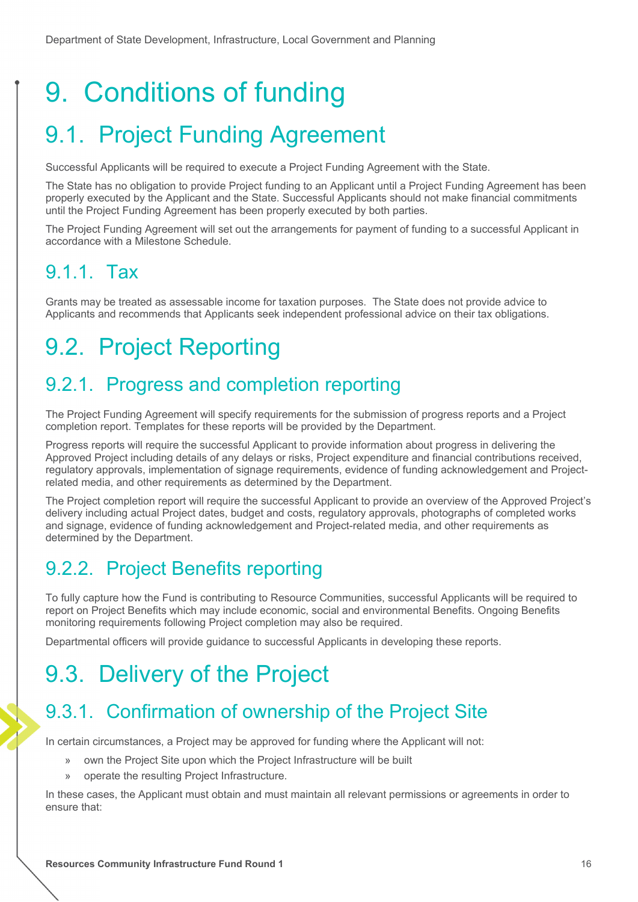# 9. Conditions of funding

## 9.1. Project Funding Agreement

Successful Applicants will be required to execute a Project Funding Agreement with the State.

The State has no obligation to provide Project funding to an Applicant until a Project Funding Agreement has been properly executed by the Applicant and the State. Successful Applicants should not make financial commitments until the Project Funding Agreement has been properly executed by both parties.

The Project Funding Agreement will set out the arrangements for payment of funding to a successful Applicant in accordance with a Milestone Schedule.

### 9.1.1. Tax

Grants may be treated as assessable income for taxation purposes. The State does not provide advice to Applicants and recommends that Applicants seek independent professional advice on their tax obligations.

## 9.2. Project Reporting

### 9.2.1. Progress and completion reporting

The Project Funding Agreement will specify requirements for the submission of progress reports and a Project completion report. Templates for these reports will be provided by the Department.

Progress reports will require the successful Applicant to provide information about progress in delivering the Approved Project including details of any delays or risks, Project expenditure and financial contributions received, regulatory approvals, implementation of signage requirements, evidence of funding acknowledgement and Project-related media, and other requirements as determined by the Department.

The Project completion report will require the successful Applicant to provide an overview of the Approved Project's delivery including actual Project dates, budget and costs, regulatory approvals, photographs of completed works and signage, evidence of funding acknowledgement and Project-related media, and other requirements as determined by the Department.

### 9.2.2. Project Benefits reporting

To fully capture how the Fund is contributing to Resource Communities, successful Applicants will be required to report on Project Benefits which may include economic, social and environmental Benefits. Ongoing Benefits monitoring requirements following Project completion may also be required.

Departmental officers will provide guidance to successful Applicants in developing these reports.

## 9.3. Delivery of the Project

### 9.3.1. Confirmation of ownership of the Project Site

In certain circumstances, a Project may be approved for funding where the Applicant will not:

- own the Project Site upon which the Project Infrastructure will be built
- operate the resulting Project Infrastructure.

In these cases, the Applicant must obtain and must maintain all relevant permissions or agreements in order to ensure that: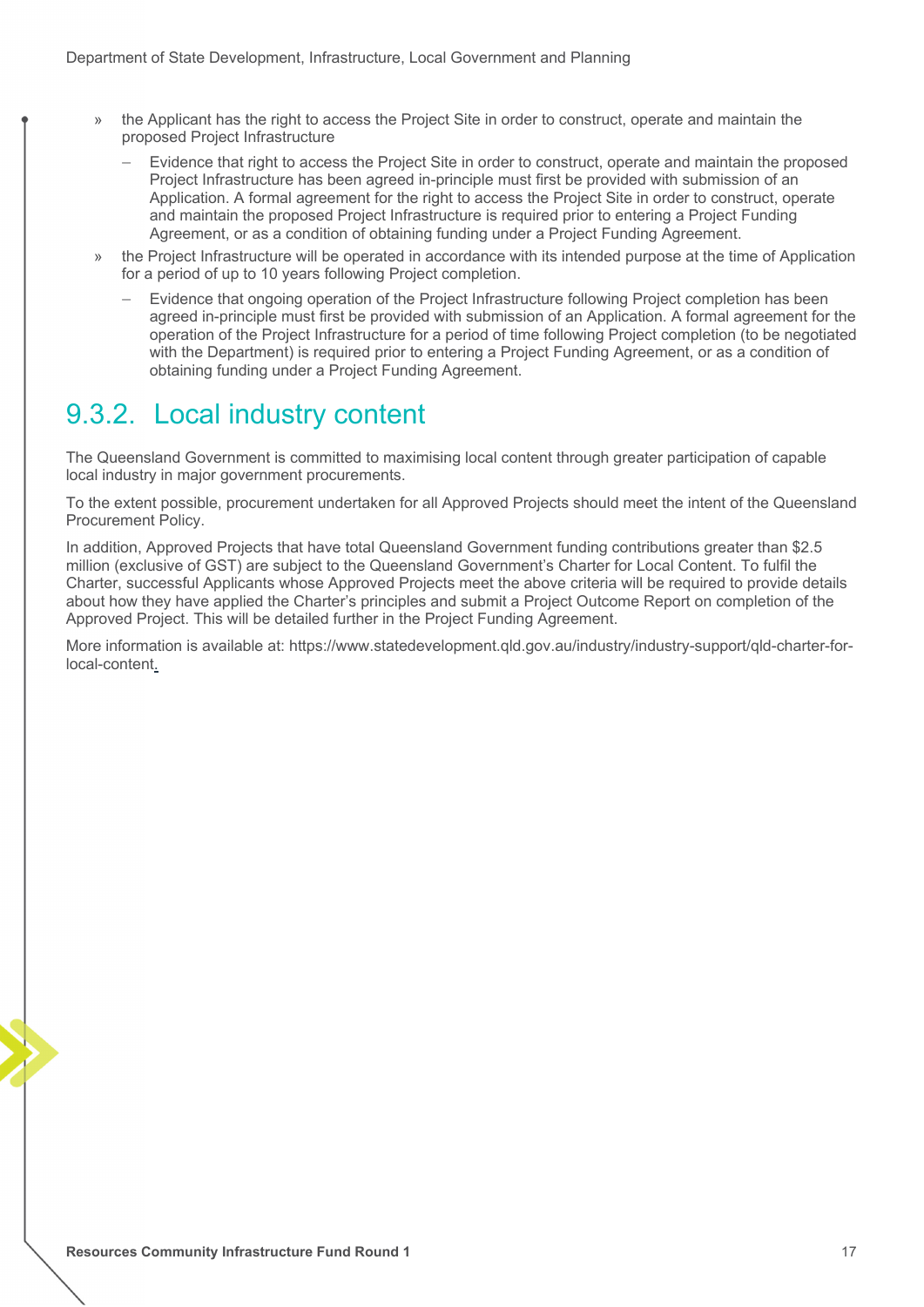- the Applicant has the right to access the Project Site in order to construct, operate and maintain the proposed Project Infrastructure
  - Evidence that right to access the Project Site in order to construct, operate and maintain the proposed Project Infrastructure has been agreed in-principle must first be provided with submission of an Application. A formal agreement for the right to access the Project Site in order to construct, operate and maintain the proposed Project Infrastructure is required prior to entering a Project Funding Agreement, or as a condition of obtaining funding under a Project Funding Agreement.
- the Project Infrastructure will be operated in accordance with its intended purpose at the time of Application for a period of up to 10 years following Project completion.
  - Evidence that ongoing operation of the Project Infrastructure following Project completion has been agreed in-principle must first be provided with submission of an Application. A formal agreement for the operation of the Project Infrastructure for a period of time following Project completion (to be negotiated with the Department) is required prior to entering a Project Funding Agreement, or as a condition of obtaining funding under a Project Funding Agreement.

## 9.3.2. Local industry content

The Queensland Government is committed to maximising local content through greater participation of capable local industry in major government procurements.

To the extent possible, procurement undertaken for all Approved Projects should meet the intent of the Queensland Procurement Policy.

In addition, Approved Projects that have total Queensland Government funding contributions greater than $2.5 million (exclusive of GST) are subject to the Queensland Government's Charter for Local Content. To fulfil the Charter, successful Applicants whose Approved Projects meet the above criteria will be required to provide details about how they have applied the Charter's principles and submit a Project Outcome Report on completion of the Approved Project. This will be detailed further in the Project Funding Agreement.

More information is available at: https://www.statedevelopment.qld.gov.au/industry/industry-support/qld-charter-for-local-content.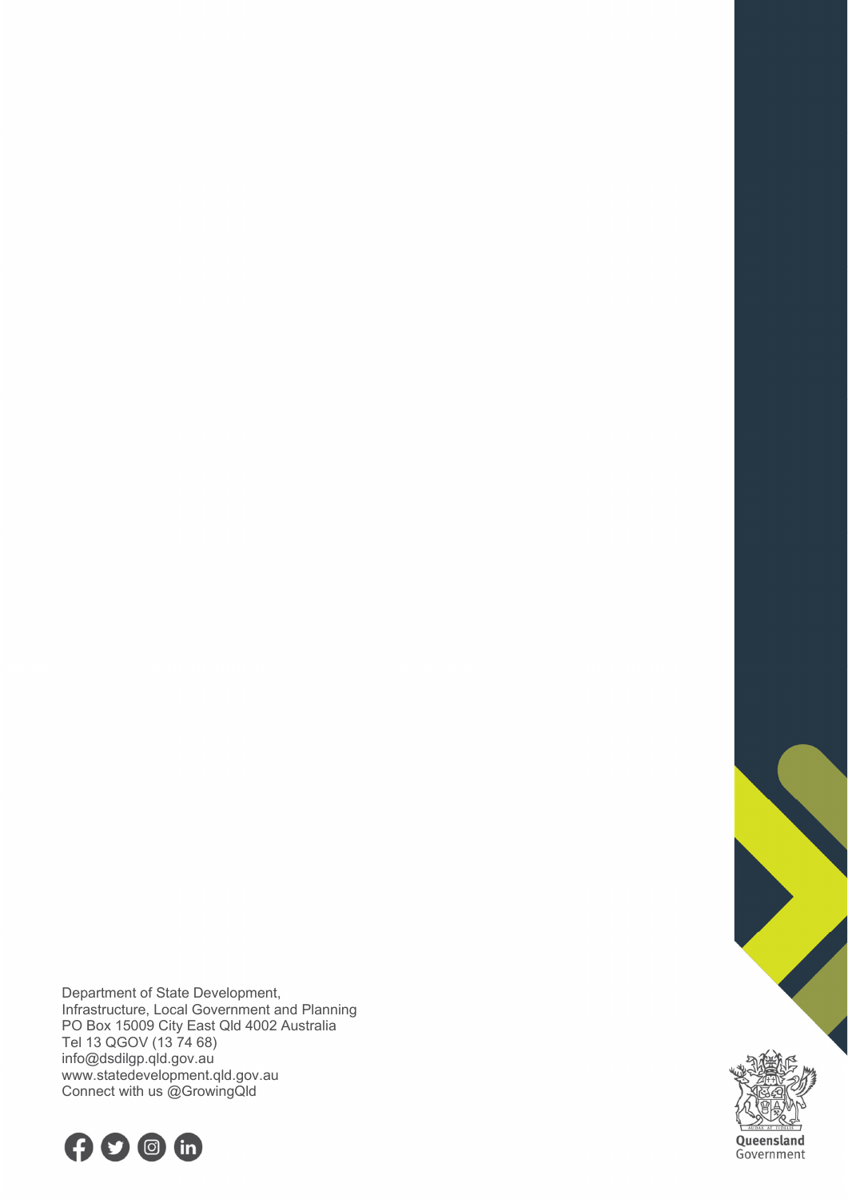Department of State Development,
Infrastructure, Local Government and Planning
PO Box 15009 City East Qld 4002 Australia
Tel 13 QGOV (13 74 68)
info@dsdilgp.qld.gov.au
www.statedevelopment.qld.gov.au
Connect with us @GrowingQld

Queensland Government